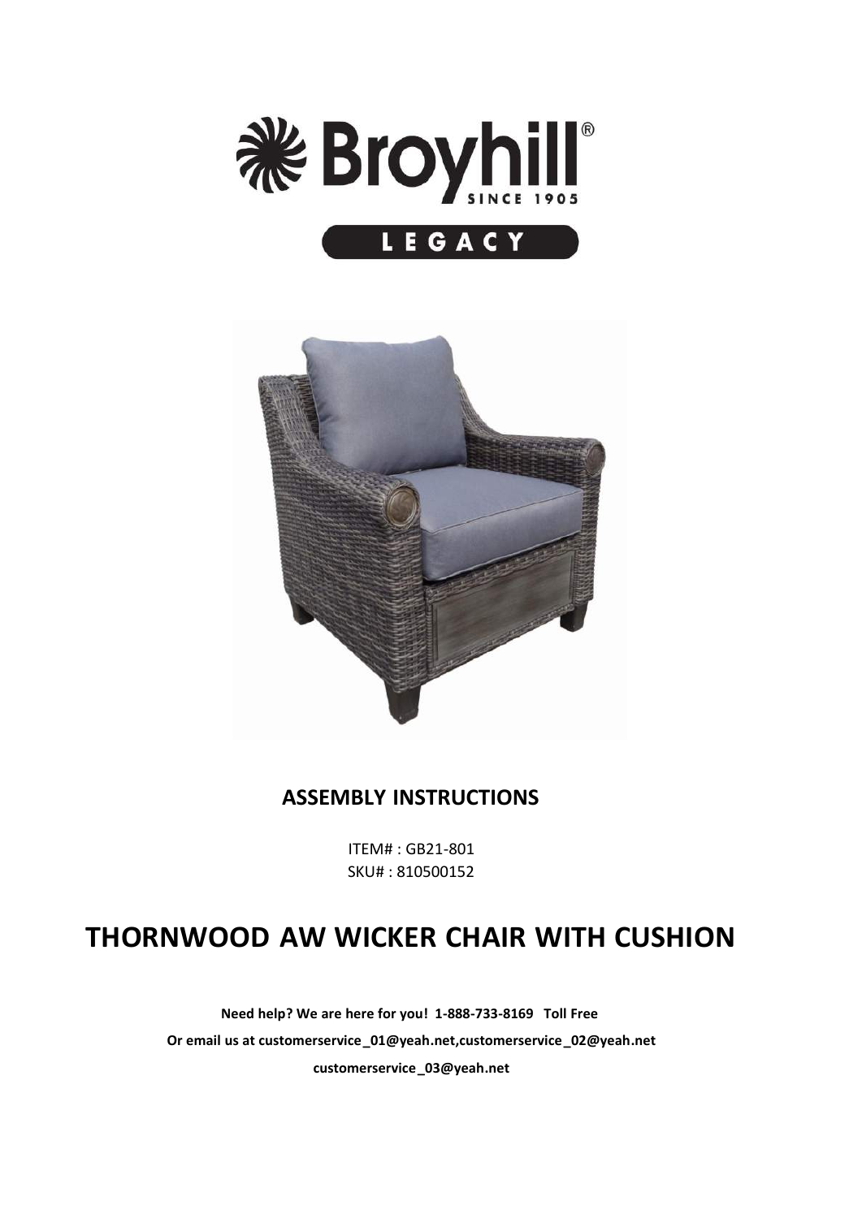# Broyhill®

SINCE 1905

LEGACY

## ASSEMBLY INSTRUCTIONS

ITEM# : GB21-801
SKU# : 810500152

# THORNWOOD AW WICKER CHAIR WITH CUSHION

**Need help? We are here for you! 1-888-733-8169 Toll Free**

**Or email us at customerservice_01@yeah.net,customerservice_02@yeah.net**

**customerservice_03@yeah.net**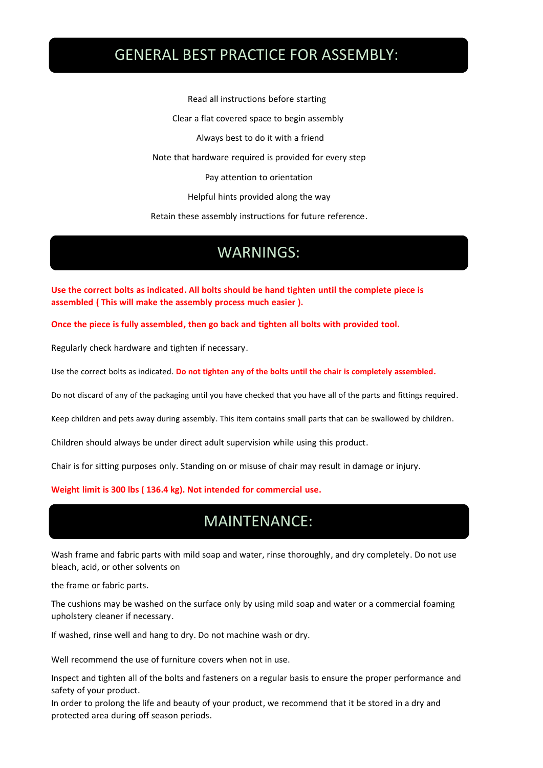# GENERAL BEST PRACTICE FOR ASSEMBLY:

Read all instructions before starting

Clear a flat covered space to begin assembly

Always best to do it with a friend

Note that hardware required is provided for every step

Pay attention to orientation

Helpful hints provided along the way

Retain these assembly instructions for future reference.

# WARNINGS:

**Use the correct bolts as indicated. All bolts should be hand tighten until the complete piece is assembled ( This will make the assembly process much easier ).**

**Once the piece is fully assembled, then go back and tighten all bolts with provided tool.**

Regularly check hardware and tighten if necessary.

Use the correct bolts as indicated. **Do not tighten any of the bolts until the chair is completely assembled.**

Do not discard of any of the packaging until you have checked that you have all of the parts and fittings required.

Keep children and pets away during assembly. This item contains small parts that can be swallowed by children.

Children should always be under direct adult supervision while using this product.

Chair is for sitting purposes only. Standing on or misuse of chair may result in damage or injury.

**Weight limit is 300 lbs ( 136.4 kg). Not intended for commercial use.**

# MAINTENANCE:

Wash frame and fabric parts with mild soap and water, rinse thoroughly, and dry completely. Do not use bleach, acid, or other solvents on

the frame or fabric parts.

The cushions may be washed on the surface only by using mild soap and water or a commercial foaming upholstery cleaner if necessary.

If washed, rinse well and hang to dry. Do not machine wash or dry.

Well recommend the use of furniture covers when not in use.

Inspect and tighten all of the bolts and fasteners on a regular basis to ensure the proper performance and safety of your product.
In order to prolong the life and beauty of your product, we recommend that it be stored in a dry and protected area during off season periods.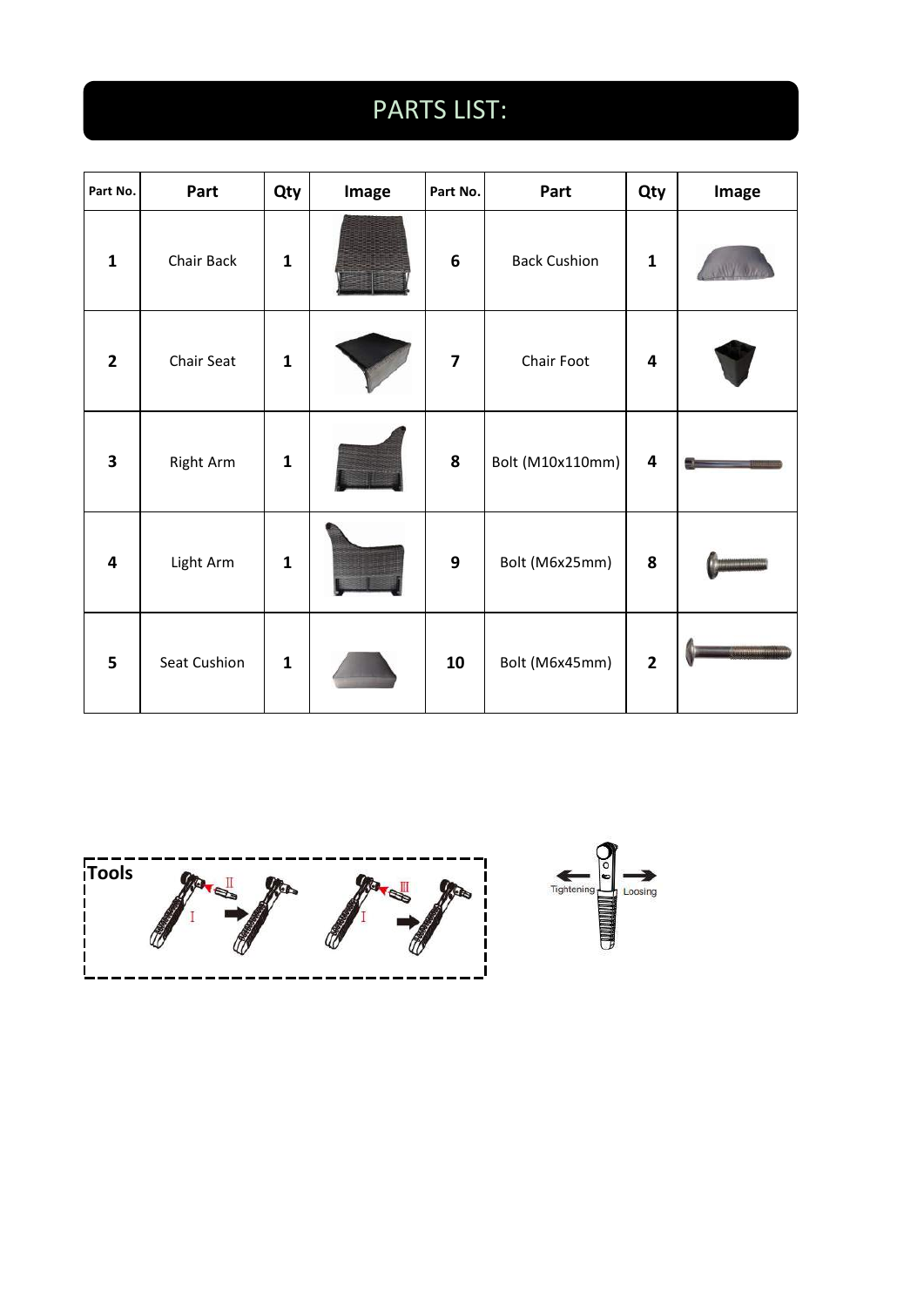# PARTS LIST:

| Part No. | Part | Qty | Image | Part No. | Part | Qty | Image |
|---|---|---|---|---|---|---|---|
| 1 | Chair Back | 1 | | 6 | Back Cushion | 1 | |
| 2 | Chair Seat | 1 | | 7 | Chair Foot | 4 | |
| 3 | Right Arm | 1 | | 8 | Bolt (M10x110mm) | 4 | |
| 4 | Light Arm | 1 | | 9 | Bolt (M6x25mm) | 8 | |
| 5 | Seat Cushion | 1 | | 10 | Bolt (M6x45mm) | 2 | |

**Tools**

I II

I III

Tightening Loosing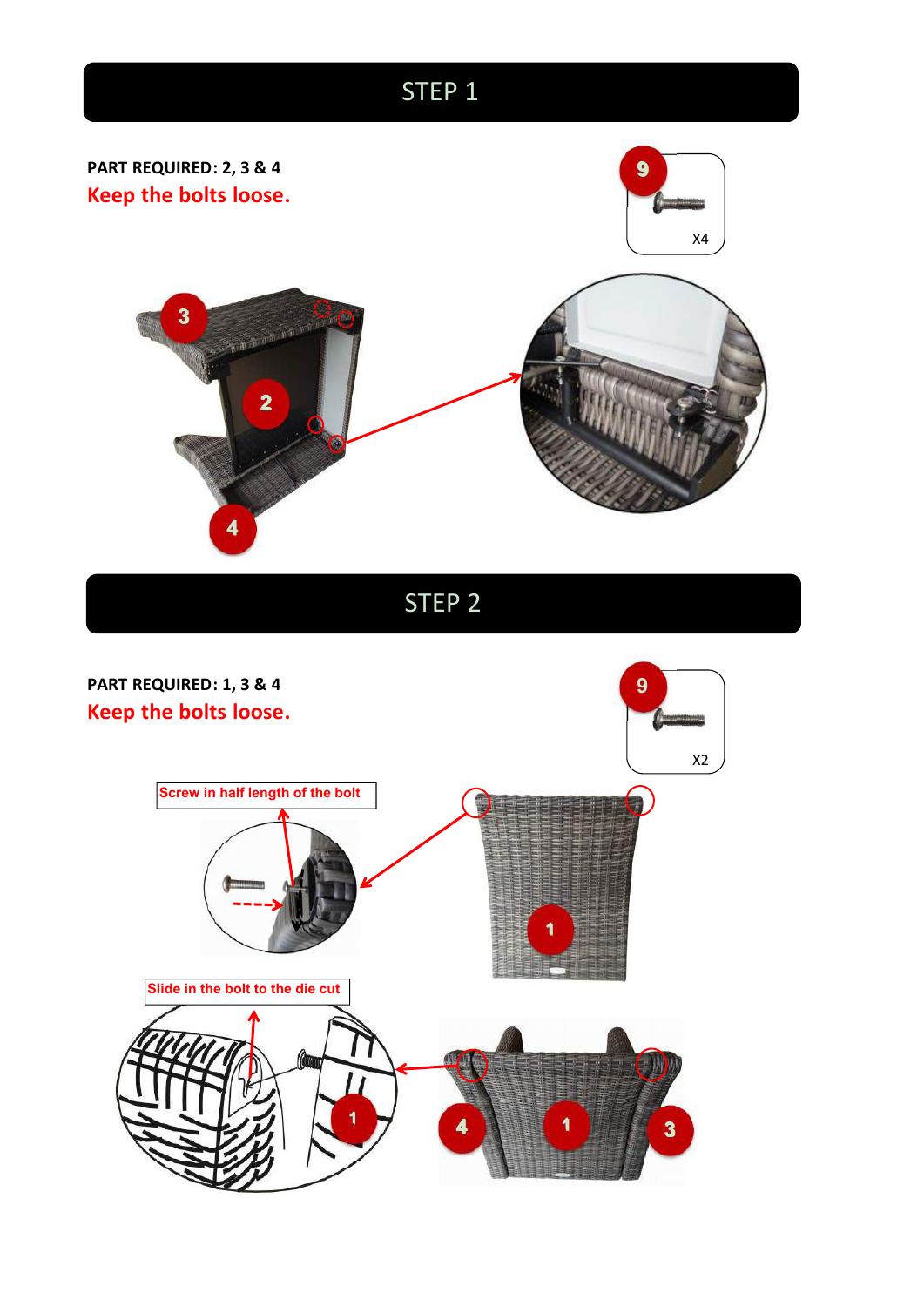# STEP 1

**PART REQUIRED: 2, 3 & 4**

**Keep the bolts loose.**

9

X4

3

2

4

# STEP 2

**PART REQUIRED: 1, 3 & 4**

**Keep the bolts loose.**

9

X2

Screw in half length of the bolt

1

Slide in the bolt to the die cut

1

4

1

3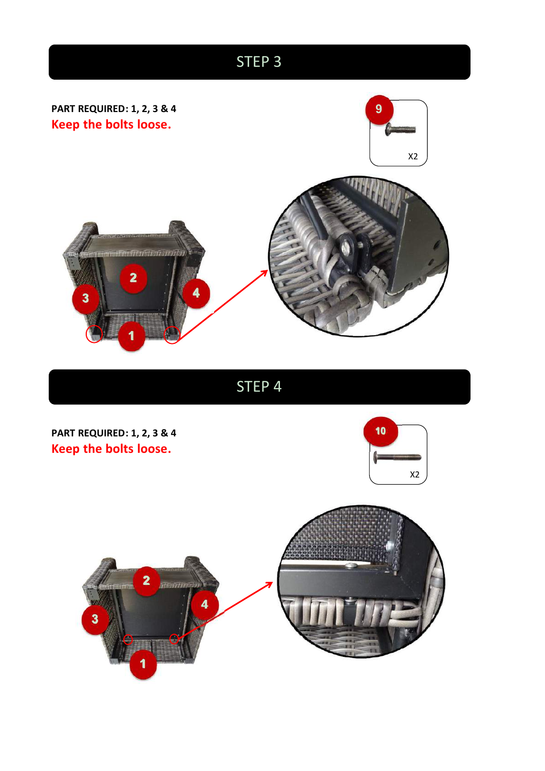# STEP 3

**PART REQUIRED: 1, 2, 3 & 4**

**Keep the bolts loose.**

9

X2

# STEP 4

**PART REQUIRED: 1, 2, 3 & 4**

**Keep the bolts loose.**

10

X2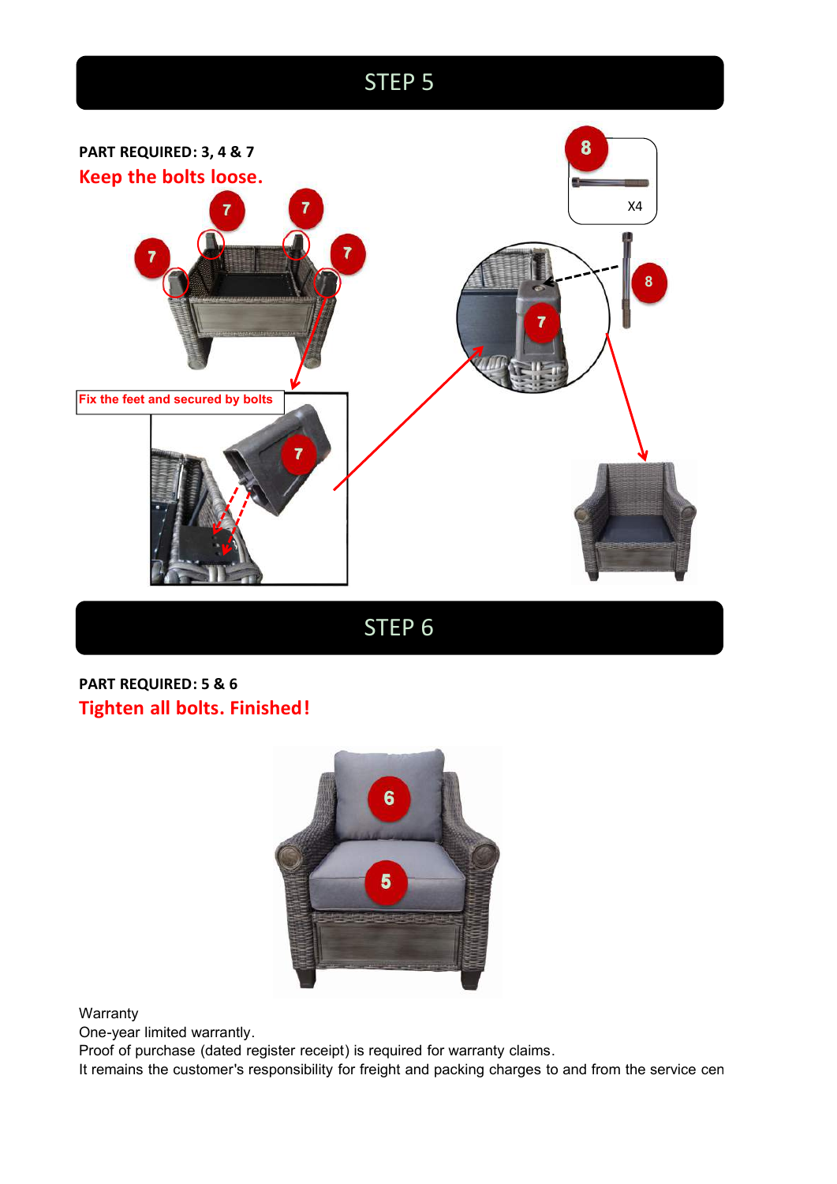## STEP 5

**PART REQUIRED: 3, 4 & 7**

**Keep the bolts loose.**

Fix the feet and secured by bolts

8

X4

## STEP 6

**PART REQUIRED: 5 & 6**

**Tighten all bolts. Finished!**

Warranty

One-year limited warrantly.

Proof of purchase (dated register receipt) is required for warranty claims.

It remains the customer's responsibility for freight and packing charges to and from the service cen